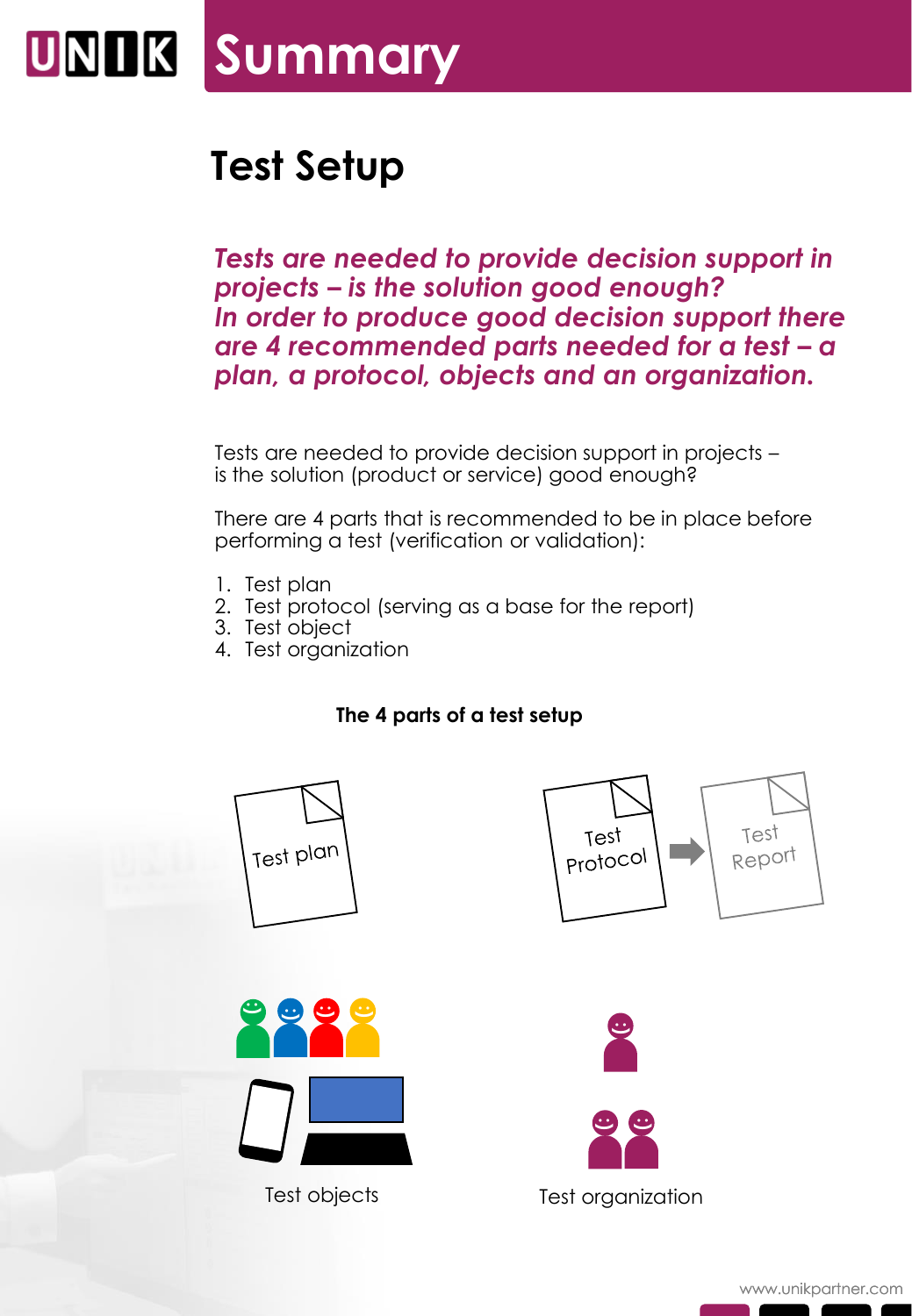# Summary

## Test Setup

***Tests are needed to provide decision support in projects – is the solution good enough?***
***In order to produce good decision support there are 4 recommended parts needed for a test – a plan, a protocol, objects and an organization.***

Tests are needed to provide decision support in projects – is the solution (product or service) good enough?

There are 4 parts that is recommended to be in place before performing a test (verification or validation):

1. Test plan
2. Test protocol (serving as a base for the report)
3. Test object
4. Test organization

**The 4 parts of a test setup**

Test plan

Test Protocol → Test Report

Test objects

Test organization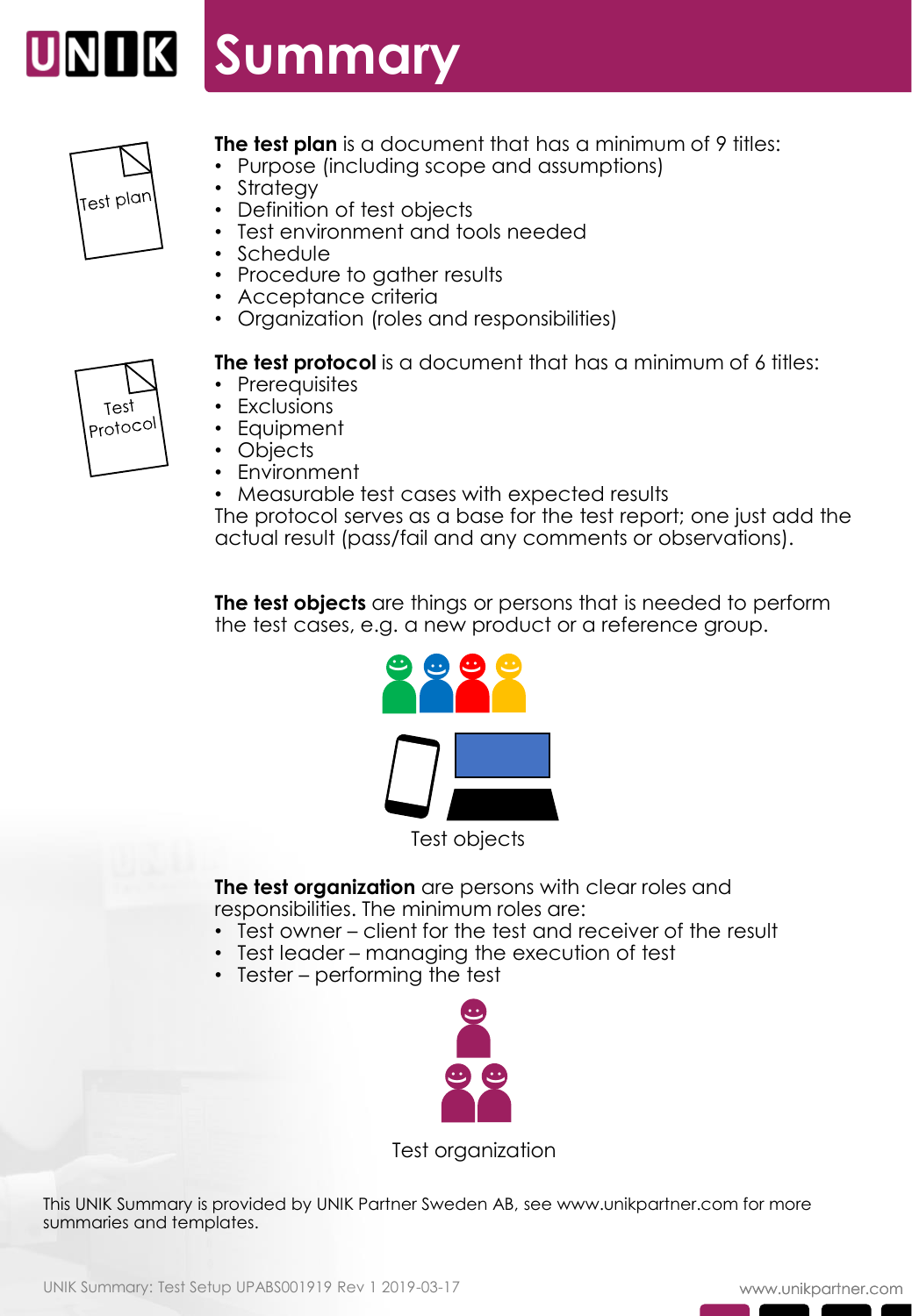# Summary

**The test plan** is a document that has a minimum of 9 titles:

- Purpose (including scope and assumptions)
- Strategy
- Definition of test objects
- Test environment and tools needed
- Schedule
- Procedure to gather results
- Acceptance criteria
- Organization (roles and responsibilities)

**The test protocol** is a document that has a minimum of 6 titles:

- Prerequisites
- Exclusions
- Equipment
- Objects
- Environment
- Measurable test cases with expected results

The protocol serves as a base for the test report; one just add the actual result (pass/fail and any comments or observations).

**The test objects** are things or persons that is needed to perform the test cases, e.g. a new product or a reference group.

Test objects

**The test organization** are persons with clear roles and responsibilities. The minimum roles are:

- Test owner – client for the test and receiver of the result
- Test leader – managing the execution of test
- Tester – performing the test

Test organization

This UNIK Summary is provided by UNIK Partner Sweden AB, see www.unikpartner.com for more summaries and templates.

UNIK Summary: Test Setup UPABS001919 Rev 1 2019-03-17